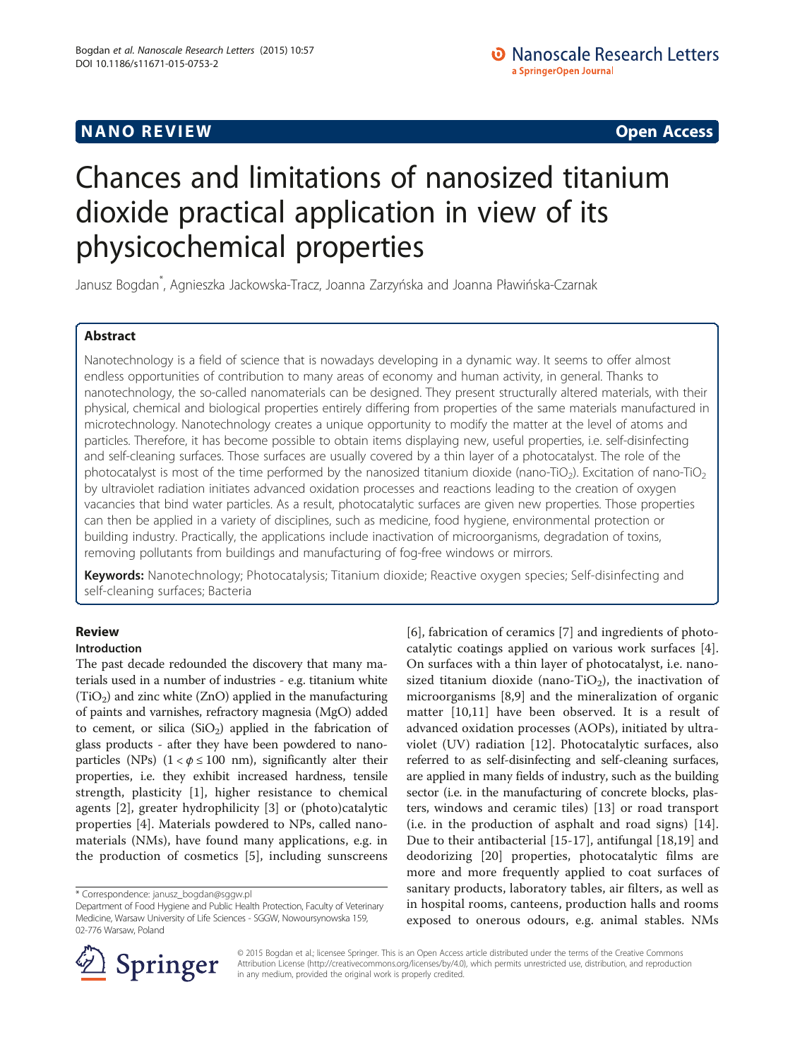NANO REVIEW

Open Access

# Chances and limitations of nanosized titanium dioxide practical application in view of its physicochemical properties

Janusz Bogdan*, Agnieszka Jackowska-Tracz, Joanna Zarzyńska and Joanna Pławińska-Czarnak

## Abstract

Nanotechnology is a field of science that is nowadays developing in a dynamic way. It seems to offer almost endless opportunities of contribution to many areas of economy and human activity, in general. Thanks to nanotechnology, the so-called nanomaterials can be designed. They present structurally altered materials, with their physical, chemical and biological properties entirely differing from properties of the same materials manufactured in microtechnology. Nanotechnology creates a unique opportunity to modify the matter at the level of atoms and particles. Therefore, it has become possible to obtain items displaying new, useful properties, i.e. self-disinfecting and self-cleaning surfaces. Those surfaces are usually covered by a thin layer of a photocatalyst. The role of the photocatalyst is most of the time performed by the nanosized titanium dioxide (nano-$TiO_2$). Excitation of nano-$TiO_2$ by ultraviolet radiation initiates advanced oxidation processes and reactions leading to the creation of oxygen vacancies that bind water particles. As a result, photocatalytic surfaces are given new properties. Those properties can then be applied in a variety of disciplines, such as medicine, food hygiene, environmental protection or building industry. Practically, the applications include inactivation of microorganisms, degradation of toxins, removing pollutants from buildings and manufacturing of fog-free windows or mirrors.

**Keywords:** Nanotechnology; Photocatalysis; Titanium dioxide; Reactive oxygen species; Self-disinfecting and self-cleaning surfaces; Bacteria

## Review

### Introduction

The past decade redounded the discovery that many materials used in a number of industries - e.g. titanium white ($TiO_2$) and zinc white (ZnO) applied in the manufacturing of paints and varnishes, refractory magnesia (MgO) added to cement, or silica ($SiO_2$) applied in the fabrication of glass products - after they have been powdered to nanoparticles (NPs) ($1 < \phi \leq 100$ nm), significantly alter their properties, i.e. they exhibit increased hardness, tensile strength, plasticity [1], higher resistance to chemical agents [2], greater hydrophilicity [3] or (photo)catalytic properties [4]. Materials powdered to NPs, called nanomaterials (NMs), have found many applications, e.g. in the production of cosmetics [5], including sunscreens [6], fabrication of ceramics [7] and ingredients of photocatalytic coatings applied on various work surfaces [4]. On surfaces with a thin layer of photocatalyst, i.e. nanosized titanium dioxide (nano-$TiO_2$), the inactivation of microorganisms [8,9] and the mineralization of organic matter [10,11] have been observed. It is a result of advanced oxidation processes (AOPs), initiated by ultraviolet (UV) radiation [12]. Photocatalytic surfaces, also referred to as self-disinfecting and self-cleaning surfaces, are applied in many fields of industry, such as the building sector (i.e. in the manufacturing of concrete blocks, plasters, windows and ceramic tiles) [13] or road transport (i.e. in the production of asphalt and road signs) [14]. Due to their antibacterial [15-17], antifungal [18,19] and deodorizing [20] properties, photocatalytic films are more and more frequently applied to coat surfaces of sanitary products, laboratory tables, air filters, as well as in hospital rooms, canteens, production halls and rooms exposed to onerous odours, e.g. animal stables. NMs

\* Correspondence: janusz_bogdan@sggw.pl
Department of Food Hygiene and Public Health Protection, Faculty of Veterinary Medicine, Warsaw University of Life Sciences - SGGW, Nowoursynowska 159, 02-776 Warsaw, Poland

© 2015 Bogdan et al.; licensee Springer. This is an Open Access article distributed under the terms of the Creative Commons Attribution License (http://creativecommons.org/licenses/by/4.0), which permits unrestricted use, distribution, and reproduction in any medium, provided the original work is properly credited.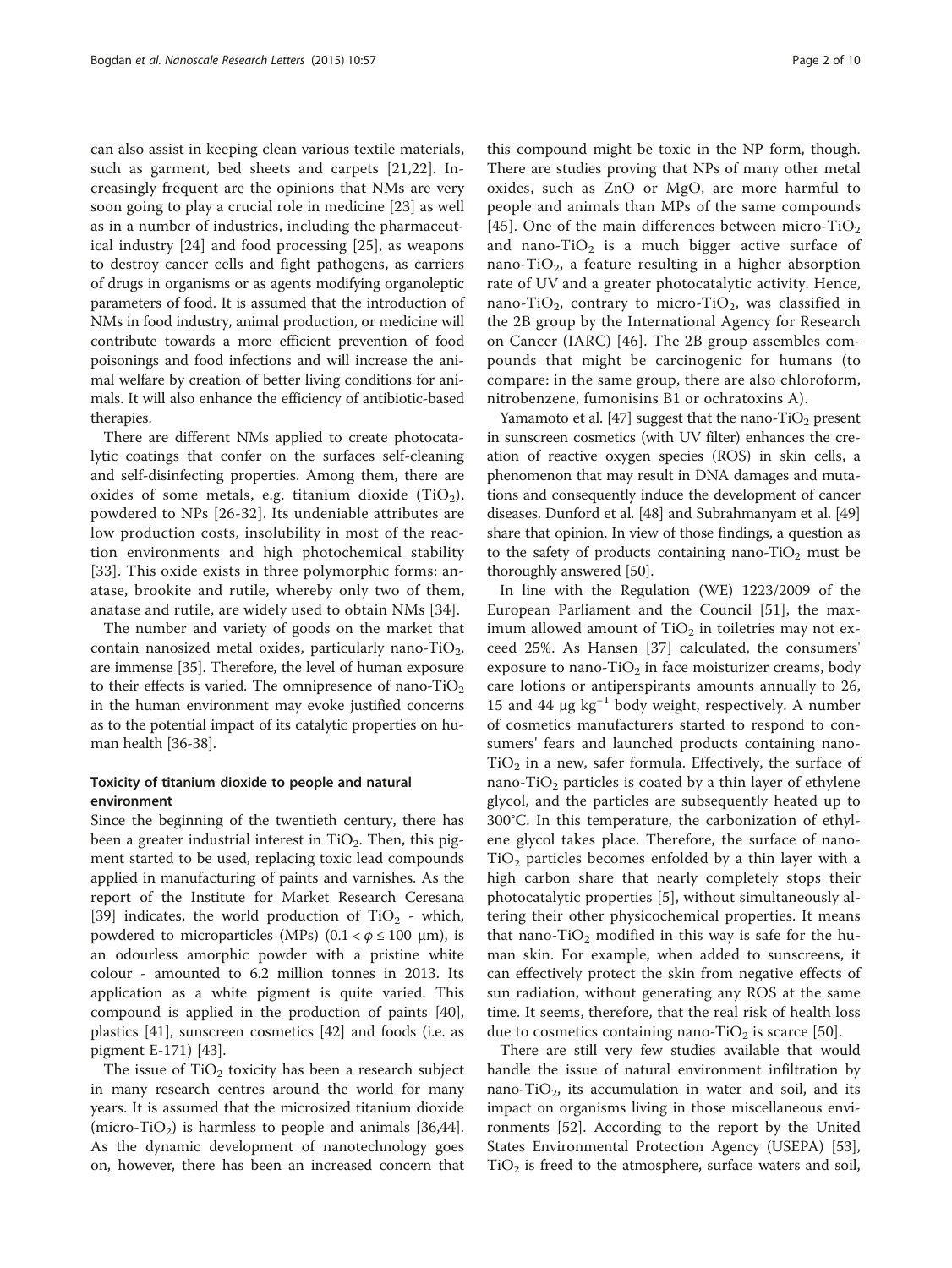can also assist in keeping clean various textile materials, such as garment, bed sheets and carpets [21,22]. Increasingly frequent are the opinions that NMs are very soon going to play a crucial role in medicine [23] as well as in a number of industries, including the pharmaceutical industry [24] and food processing [25], as weapons to destroy cancer cells and fight pathogens, as carriers of drugs in organisms or as agents modifying organoleptic parameters of food. It is assumed that the introduction of NMs in food industry, animal production, or medicine will contribute towards a more efficient prevention of food poisonings and food infections and will increase the animal welfare by creation of better living conditions for animals. It will also enhance the efficiency of antibiotic-based therapies.

There are different NMs applied to create photocatalytic coatings that confer on the surfaces self-cleaning and self-disinfecting properties. Among them, there are oxides of some metals, e.g. titanium dioxide ($TiO_2$), powdered to NPs [26-32]. Its undeniable attributes are low production costs, insolubility in most of the reaction environments and high photochemical stability [33]. This oxide exists in three polymorphic forms: anatase, brookite and rutile, whereby only two of them, anatase and rutile, are widely used to obtain NMs [34].

The number and variety of goods on the market that contain nanosized metal oxides, particularly nano-$TiO_2$, are immense [35]. Therefore, the level of human exposure to their effects is varied. The omnipresence of nano-$TiO_2$ in the human environment may evoke justified concerns as to the potential impact of its catalytic properties on human health [36-38].

## Toxicity of titanium dioxide to people and natural environment

Since the beginning of the twentieth century, there has been a greater industrial interest in $TiO_2$. Then, this pigment started to be used, replacing toxic lead compounds applied in manufacturing of paints and varnishes. As the report of the Institute for Market Research Ceresana [39] indicates, the world production of $TiO_2$ - which, powdered to microparticles (MPs) ($0.1 < \phi \leq 100$ μm), is an odourless amorphic powder with a pristine white colour - amounted to 6.2 million tonnes in 2013. Its application as a white pigment is quite varied. This compound is applied in the production of paints [40], plastics [41], sunscreen cosmetics [42] and foods (i.e. as pigment E-171) [43].

The issue of $TiO_2$ toxicity has been a research subject in many research centres around the world for many years. It is assumed that the microsized titanium dioxide (micro-$TiO_2$) is harmless to people and animals [36,44]. As the dynamic development of nanotechnology goes on, however, there has been an increased concern that this compound might be toxic in the NP form, though. There are studies proving that NPs of many other metal oxides, such as ZnO or MgO, are more harmful to people and animals than MPs of the same compounds [45]. One of the main differences between micro-$TiO_2$ and nano-$TiO_2$ is a much bigger active surface of nano-$TiO_2$, a feature resulting in a higher absorption rate of UV and a greater photocatalytic activity. Hence, nano-$TiO_2$, contrary to micro-$TiO_2$, was classified in the 2B group by the International Agency for Research on Cancer (IARC) [46]. The 2B group assembles compounds that might be carcinogenic for humans (to compare: in the same group, there are also chloroform, nitrobenzene, fumonisins B1 or ochratoxins A).

Yamamoto et al. [47] suggest that the nano-$TiO_2$ present in sunscreen cosmetics (with UV filter) enhances the creation of reactive oxygen species (ROS) in skin cells, a phenomenon that may result in DNA damages and mutations and consequently induce the development of cancer diseases. Dunford et al. [48] and Subrahmanyam et al. [49] share that opinion. In view of those findings, a question as to the safety of products containing nano-$TiO_2$ must be thoroughly answered [50].

In line with the Regulation (WE) 1223/2009 of the European Parliament and the Council [51], the maximum allowed amount of $TiO_2$ in toiletries may not exceed 25%. As Hansen [37] calculated, the consumers' exposure to nano-$TiO_2$ in face moisturizer creams, body care lotions or antiperspirants amounts annually to 26, 15 and 44 μg $kg^{-1}$ body weight, respectively. A number of cosmetics manufacturers started to respond to consumers' fears and launched products containing nano-$TiO_2$ in a new, safer formula. Effectively, the surface of nano-$TiO_2$ particles is coated by a thin layer of ethylene glycol, and the particles are subsequently heated up to 300°C. In this temperature, the carbonization of ethylene glycol takes place. Therefore, the surface of nano-$TiO_2$ particles becomes enfolded by a thin layer with a high carbon share that nearly completely stops their photocatalytic properties [5], without simultaneously altering their other physicochemical properties. It means that nano-$TiO_2$ modified in this way is safe for the human skin. For example, when added to sunscreens, it can effectively protect the skin from negative effects of sun radiation, without generating any ROS at the same time. It seems, therefore, that the real risk of health loss due to cosmetics containing nano-$TiO_2$ is scarce [50].

There are still very few studies available that would handle the issue of natural environment infiltration by nano-$TiO_2$, its accumulation in water and soil, and its impact on organisms living in those miscellaneous environments [52]. According to the report by the United States Environmental Protection Agency (USEPA) [53], $TiO_2$ is freed to the atmosphere, surface waters and soil,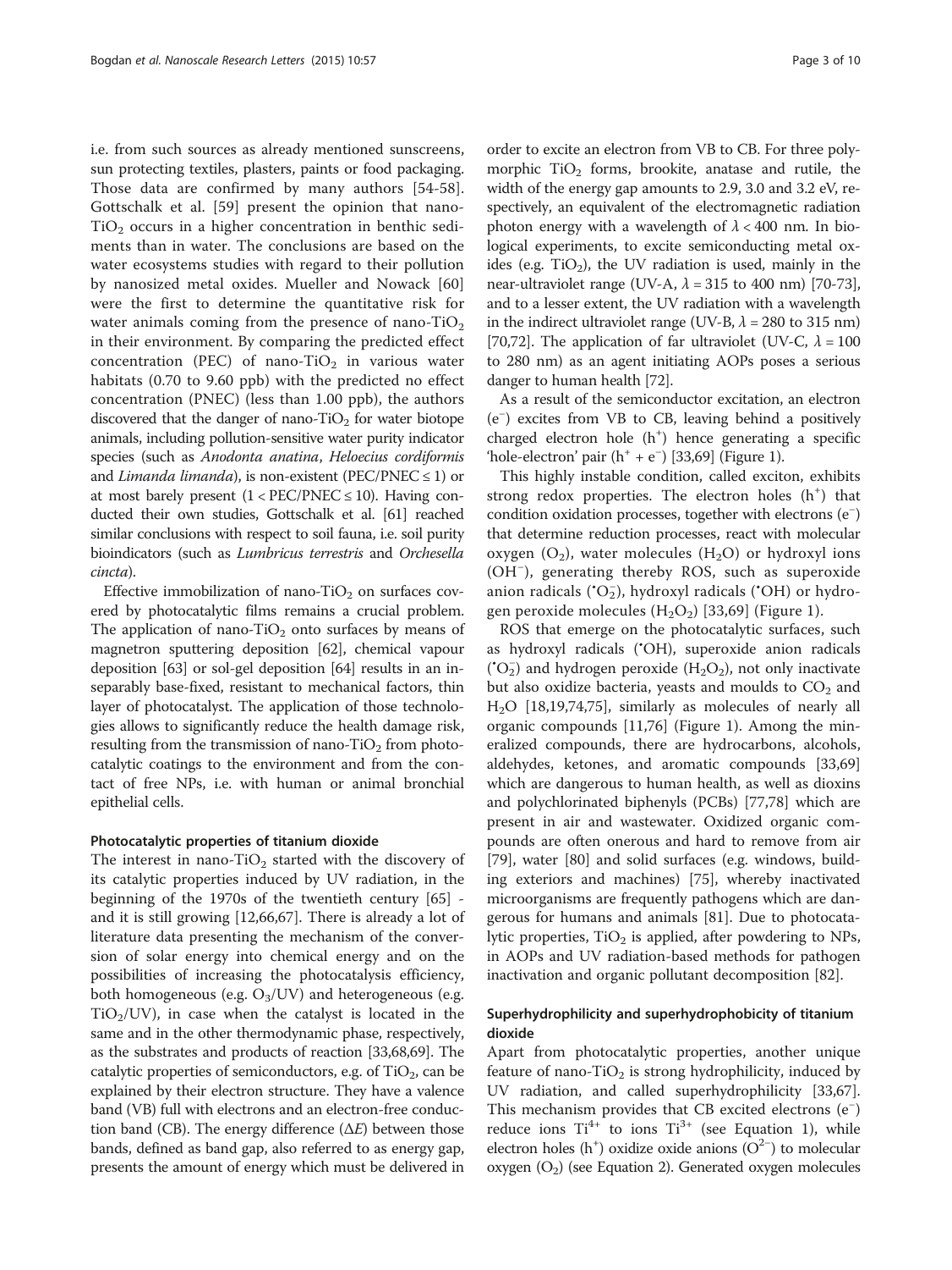i.e. from such sources as already mentioned sunscreens, sun protecting textiles, plasters, paints or food packaging. Those data are confirmed by many authors [54-58]. Gottschalk et al. [59] present the opinion that nano-$TiO_2$ occurs in a higher concentration in benthic sediments than in water. The conclusions are based on the water ecosystems studies with regard to their pollution by nanosized metal oxides. Mueller and Nowack [60] were the first to determine the quantitative risk for water animals coming from the presence of nano-$TiO_2$ in their environment. By comparing the predicted effect concentration (PEC) of nano-$TiO_2$ in various water habitats (0.70 to 9.60 ppb) with the predicted no effect concentration (PNEC) (less than 1.00 ppb), the authors discovered that the danger of nano-$TiO_2$ for water biotope animals, including pollution-sensitive water purity indicator species (such as *Anodonta anatina*, *Heloecius cordiformis* and *Limanda limanda*), is non-existent (PEC/PNEC ≤ 1) or at most barely present (1 < PEC/PNEC ≤ 10). Having conducted their own studies, Gottschalk et al. [61] reached similar conclusions with respect to soil fauna, i.e. soil purity bioindicators (such as *Lumbricus terrestris* and *Orchesella cincta*).

Effective immobilization of nano-$TiO_2$ on surfaces covered by photocatalytic films remains a crucial problem. The application of nano-$TiO_2$ onto surfaces by means of magnetron sputtering deposition [62], chemical vapour deposition [63] or sol-gel deposition [64] results in an inseparably base-fixed, resistant to mechanical factors, thin layer of photocatalyst. The application of those technologies allows to significantly reduce the health damage risk, resulting from the transmission of nano-$TiO_2$ from photocatalytic coatings to the environment and from the contact of free NPs, i.e. with human or animal bronchial epithelial cells.

#### Photocatalytic properties of titanium dioxide

The interest in nano-$TiO_2$ started with the discovery of its catalytic properties induced by UV radiation, in the beginning of the 1970s of the twentieth century [65] - and it is still growing [12,66,67]. There is already a lot of literature data presenting the mechanism of the conversion of solar energy into chemical energy and on the possibilities of increasing the photocatalysis efficiency, both homogeneous (e.g. $O_3$/UV) and heterogeneous (e.g. $TiO_2$/UV), in case when the catalyst is located in the same and in the other thermodynamic phase, respectively, as the substrates and products of reaction [33,68,69]. The catalytic properties of semiconductors, e.g. of $TiO_2$, can be explained by their electron structure. They have a valence band (VB) full with electrons and an electron-free conduction band (CB). The energy difference ($\Delta E$) between those bands, defined as band gap, also referred to as energy gap, presents the amount of energy which must be delivered in order to excite an electron from VB to CB. For three polymorphic $TiO_2$ forms, brookite, anatase and rutile, the width of the energy gap amounts to 2.9, 3.0 and 3.2 eV, respectively, an equivalent of the electromagnetic radiation photon energy with a wavelength of $\lambda < 400$ nm. In biological experiments, to excite semiconducting metal oxides (e.g. $TiO_2$), the UV radiation is used, mainly in the near-ultraviolet range (UV-A, $\lambda$ = 315 to 400 nm) [70-73], and to a lesser extent, the UV radiation with a wavelength in the indirect ultraviolet range (UV-B, $\lambda$ = 280 to 315 nm) [70,72]. The application of far ultraviolet (UV-C, $\lambda$ = 100 to 280 nm) as an agent initiating AOPs poses a serious danger to human health [72].

As a result of the semiconductor excitation, an electron ($e^-$) excites from VB to CB, leaving behind a positively charged electron hole ($h^+$) hence generating a specific 'hole-electron' pair ($h^+ + e^-$) [33,69] (Figure 1).

This highly instable condition, called exciton, exhibits strong redox properties. The electron holes ($h^+$) that condition oxidation processes, together with electrons ($e^-$) that determine reduction processes, react with molecular oxygen ($O_2$), water molecules ($H_2O$) or hydroxyl ions ($OH^-$), generating thereby ROS, such as superoxide anion radicals ($^{\bullet}O_2^-$), hydroxyl radicals ($^{\bullet}OH$) or hydrogen peroxide molecules ($H_2O_2$) [33,69] (Figure 1).

ROS that emerge on the photocatalytic surfaces, such as hydroxyl radicals ($^{\bullet}OH$), superoxide anion radicals ($^{\bullet}O_2^-$) and hydrogen peroxide ($H_2O_2$), not only inactivate but also oxidize bacteria, yeasts and moulds to $CO_2$ and $H_2O$ [18,19,74,75], similarly as molecules of nearly all organic compounds [11,76] (Figure 1). Among the mineralized compounds, there are hydrocarbons, alcohols, aldehydes, ketones, and aromatic compounds [33,69] which are dangerous to human health, as well as dioxins and polychlorinated biphenyls (PCBs) [77,78] which are present in air and wastewater. Oxidized organic compounds are often onerous and hard to remove from air [79], water [80] and solid surfaces (e.g. windows, building exteriors and machines) [75], whereby inactivated microorganisms are frequently pathogens which are dangerous for humans and animals [81]. Due to photocatalytic properties, $TiO_2$ is applied, after powdering to NPs, in AOPs and UV radiation-based methods for pathogen inactivation and organic pollutant decomposition [82].

#### Superhydrophilicity and superhydrophobicity of titanium dioxide

Apart from photocatalytic properties, another unique feature of nano-$TiO_2$ is strong hydrophilicity, induced by UV radiation, and called superhydrophilicity [33,67]. This mechanism provides that CB excited electrons ($e^-$) reduce ions $Ti^{4+}$ to ions $Ti^{3+}$ (see Equation 1), while electron holes ($h^+$) oxidize oxide anions ($O^{2-}$) to molecular oxygen ($O_2$) (see Equation 2). Generated oxygen molecules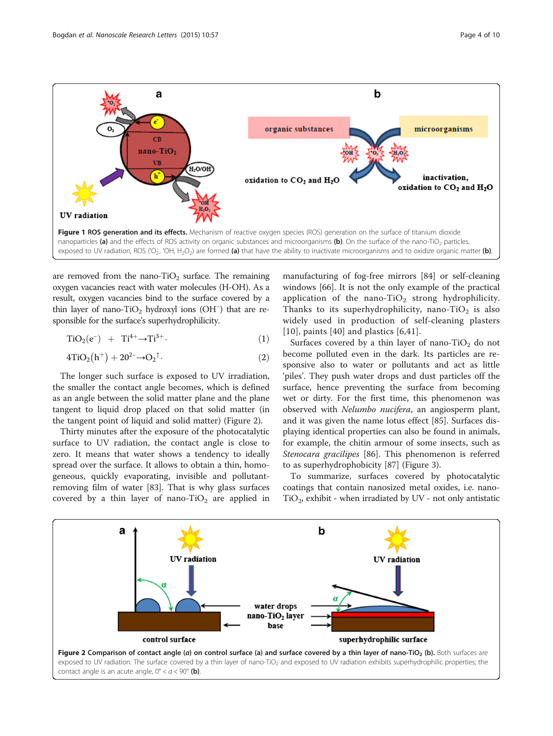**Figure 1 ROS generation and its effects.** Mechanism of reactive oxygen species (ROS) generation on the surface of titanium dioxide nanoparticles **(a)** and the effects of ROS activity on organic substances and microorganisms **(b)**. On the surface of the nano-$TiO_2$ particles, exposed to UV radiation, ROS ($^{\bullet}O_2^-$, $^{\bullet}OH$, $H_2O_2$) are formed **(a)** that have the ability to inactivate microorganisms and to oxidize organic matter **(b)**.

are removed from the nano-$TiO_2$ surface. The remaining oxygen vacancies react with water molecules (H-OH). As a result, oxygen vacancies bind to the surface covered by a thin layer of nano-$TiO_2$ hydroxyl ions ($OH^-$) that are responsible for the surface's superhydrophilicity.

$$TiO_2(e^-) \;+\; Ti^{4+} \rightarrow Ti^{3+}. \tag{1}$$

$$4TiO_2(h^+) + 2O^{2-} \rightarrow O_2\uparrow. \tag{2}$$

The longer such surface is exposed to UV irradiation, the smaller the contact angle becomes, which is defined as an angle between the solid matter plane and the plane tangent to liquid drop placed on that solid matter (in the tangent point of liquid and solid matter) (Figure 2).

Thirty minutes after the exposure of the photocatalytic surface to UV radiation, the contact angle is close to zero. It means that water shows a tendency to ideally spread over the surface. It allows to obtain a thin, homogeneous, quickly evaporating, invisible and pollutant-removing film of water [83]. That is why glass surfaces covered by a thin layer of nano-$TiO_2$ are applied in manufacturing of fog-free mirrors [84] or self-cleaning windows [66]. It is not the only example of the practical application of the nano-$TiO_2$ strong hydrophilicity. Thanks to its superhydrophilicity, nano-$TiO_2$ is also widely used in production of self-cleaning plasters [10], paints [40] and plastics [6,41].

Surfaces covered by a thin layer of nano-$TiO_2$ do not become polluted even in the dark. Its particles are responsive also to water or pollutants and act as little 'piles'. They push water drops and dust particles off the surface, hence preventing the surface from becoming wet or dirty. For the first time, this phenomenon was observed with *Nelumbo nucifera*, an angiosperm plant, and it was given the name lotus effect [85]. Surfaces displaying identical properties can also be found in animals, for example, the chitin armour of some insects, such as *Stenocara gracilipes* [86]. This phenomenon is referred to as superhydrophobicity [87] (Figure 3).

To summarize, surfaces covered by photocatalytic coatings that contain nanosized metal oxides, i.e. nano-$TiO_2$, exhibit - when irradiated by UV - not only antistatic

**Figure 2 Comparison of contact angle (α) on control surface (a) and surface covered by a thin layer of nano-$TiO_2$ (b).** Both surfaces are exposed to UV radiation. The surface covered by a thin layer of nano-$TiO_2$ and exposed to UV radiation exhibits superhydrophilic properties; the contact angle is an acute angle, $0° < \alpha < 90°$ **(b)**.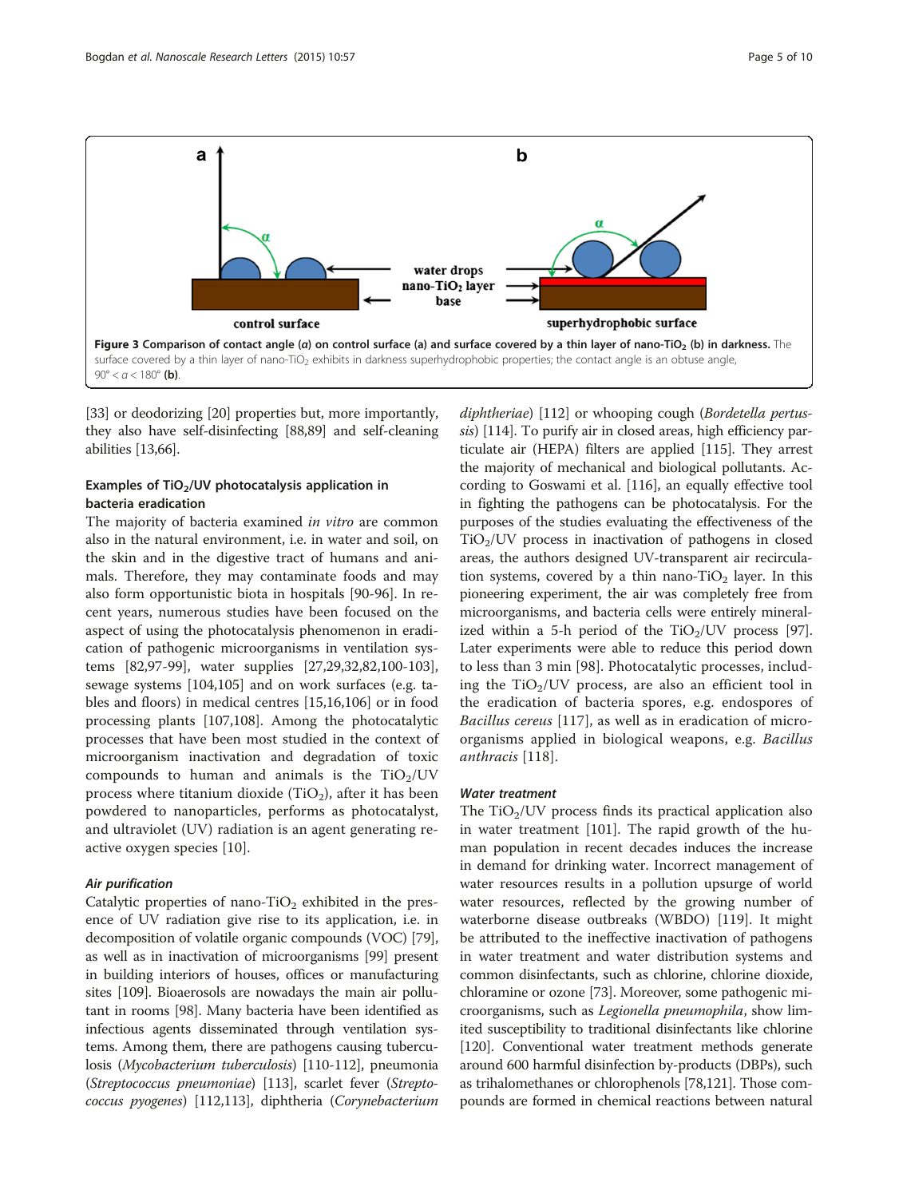**Figure 3 Comparison of contact angle (*α*) on control surface (a) and surface covered by a thin layer of nano-$TiO_2$ (b) in darkness.** The surface covered by a thin layer of nano-$TiO_2$ exhibits in darkness superhydrophobic properties; the contact angle is an obtuse angle, $90° < \alpha < 180°$ **(b)**.

[33] or deodorizing [20] properties but, more importantly, they also have self-disinfecting [88,89] and self-cleaning abilities [13,66].

### Examples of $TiO_2$/UV photocatalysis application in bacteria eradication

The majority of bacteria examined *in vitro* are common also in the natural environment, i.e. in water and soil, on the skin and in the digestive tract of humans and animals. Therefore, they may contaminate foods and may also form opportunistic biota in hospitals [90-96]. In recent years, numerous studies have been focused on the aspect of using the photocatalysis phenomenon in eradication of pathogenic microorganisms in ventilation systems [82,97-99], water supplies [27,29,32,82,100-103], sewage systems [104,105] and on work surfaces (e.g. tables and floors) in medical centres [15,16,106] or in food processing plants [107,108]. Among the photocatalytic processes that have been most studied in the context of microorganism inactivation and degradation of toxic compounds to human and animals is the $TiO_2$/UV process where titanium dioxide ($TiO_2$), after it has been powdered to nanoparticles, performs as photocatalyst, and ultraviolet (UV) radiation is an agent generating reactive oxygen species [10].

#### *Air purification*

Catalytic properties of nano-$TiO_2$ exhibited in the presence of UV radiation give rise to its application, i.e. in decomposition of volatile organic compounds (VOC) [79], as well as in inactivation of microorganisms [99] present in building interiors of houses, offices or manufacturing sites [109]. Bioaerosols are nowadays the main air pollutant in rooms [98]. Many bacteria have been identified as infectious agents disseminated through ventilation systems. Among them, there are pathogens causing tuberculosis (*Mycobacterium tuberculosis*) [110-112], pneumonia (*Streptococcus pneumoniae*) [113], scarlet fever (*Streptococcus pyogenes*) [112,113], diphtheria (*Corynebacterium diphtheriae*) [112] or whooping cough (*Bordetella pertussis*) [114]. To purify air in closed areas, high efficiency particulate air (HEPA) filters are applied [115]. They arrest the majority of mechanical and biological pollutants. According to Goswami et al. [116], an equally effective tool in fighting the pathogens can be photocatalysis. For the purposes of the studies evaluating the effectiveness of the $TiO_2$/UV process in inactivation of pathogens in closed areas, the authors designed UV-transparent air recirculation systems, covered by a thin nano-$TiO_2$ layer. In this pioneering experiment, the air was completely free from microorganisms, and bacteria cells were entirely mineralized within a 5-h period of the $TiO_2$/UV process [97]. Later experiments were able to reduce this period down to less than 3 min [98]. Photocatalytic processes, including the $TiO_2$/UV process, are also an efficient tool in the eradication of bacteria spores, e.g. endospores of *Bacillus cereus* [117], as well as in eradication of microorganisms applied in biological weapons, e.g. *Bacillus anthracis* [118].

#### *Water treatment*

The $TiO_2$/UV process finds its practical application also in water treatment [101]. The rapid growth of the human population in recent decades induces the increase in demand for drinking water. Incorrect management of water resources results in a pollution upsurge of world water resources, reflected by the growing number of waterborne disease outbreaks (WBDO) [119]. It might be attributed to the ineffective inactivation of pathogens in water treatment and water distribution systems and common disinfectants, such as chlorine, chlorine dioxide, chloramine or ozone [73]. Moreover, some pathogenic microorganisms, such as *Legionella pneumophila*, show limited susceptibility to traditional disinfectants like chlorine [120]. Conventional water treatment methods generate around 600 harmful disinfection by-products (DBPs), such as trihalomethanes or chlorophenols [78,121]. Those compounds are formed in chemical reactions between natural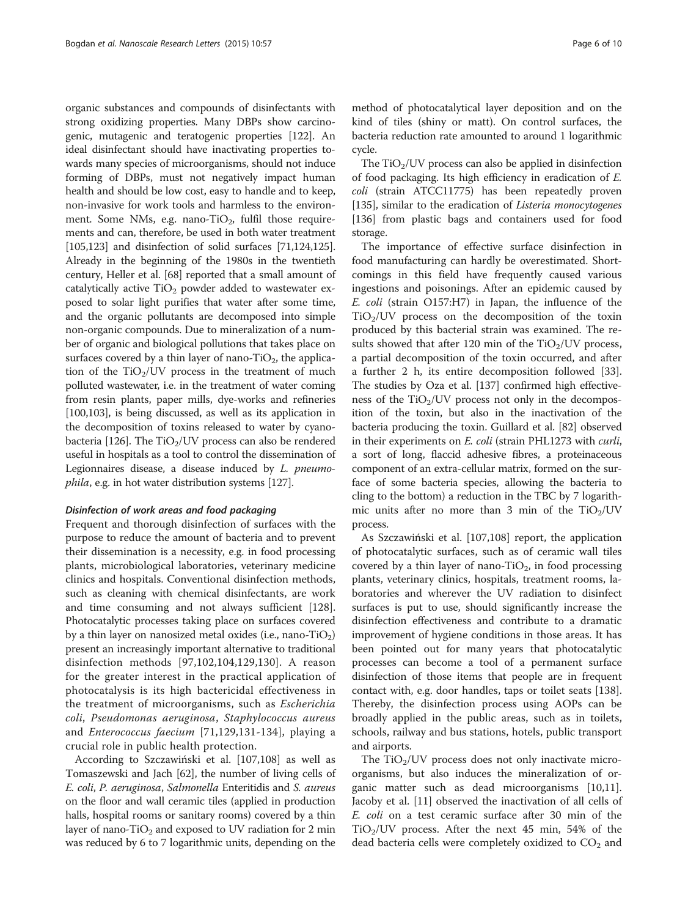organic substances and compounds of disinfectants with strong oxidizing properties. Many DBPs show carcinogenic, mutagenic and teratogenic properties [122]. An ideal disinfectant should have inactivating properties towards many species of microorganisms, should not induce forming of DBPs, must not negatively impact human health and should be low cost, easy to handle and to keep, non-invasive for work tools and harmless to the environment. Some NMs, e.g. nano-$TiO_2$, fulfil those requirements and can, therefore, be used in both water treatment [105,123] and disinfection of solid surfaces [71,124,125]. Already in the beginning of the 1980s in the twentieth century, Heller et al. [68] reported that a small amount of catalytically active $TiO_2$ powder added to wastewater exposed to solar light purifies that water after some time, and the organic pollutants are decomposed into simple non-organic compounds. Due to mineralization of a number of organic and biological pollutions that takes place on surfaces covered by a thin layer of nano-$TiO_2$, the application of the $TiO_2$/UV process in the treatment of much polluted wastewater, i.e. in the treatment of water coming from resin plants, paper mills, dye-works and refineries [100,103], is being discussed, as well as its application in the decomposition of toxins released to water by cyanobacteria [126]. The $TiO_2$/UV process can also be rendered useful in hospitals as a tool to control the dissemination of Legionnaires disease, a disease induced by *L. pneumophila*, e.g. in hot water distribution systems [127].

#### *Disinfection of work areas and food packaging*

Frequent and thorough disinfection of surfaces with the purpose to reduce the amount of bacteria and to prevent their dissemination is a necessity, e.g. in food processing plants, microbiological laboratories, veterinary medicine clinics and hospitals. Conventional disinfection methods, such as cleaning with chemical disinfectants, are work and time consuming and not always sufficient [128]. Photocatalytic processes taking place on surfaces covered by a thin layer on nanosized metal oxides (i.e., nano-$TiO_2$) present an increasingly important alternative to traditional disinfection methods [97,102,104,129,130]. A reason for the greater interest in the practical application of photocatalysis is its high bactericidal effectiveness in the treatment of microorganisms, such as *Escherichia coli*, *Pseudomonas aeruginosa*, *Staphylococcus aureus* and *Enterococcus faecium* [71,129,131-134], playing a crucial role in public health protection.

According to Szczawiński et al. [107,108] as well as Tomaszewski and Jach [62], the number of living cells of *E. coli*, *P. aeruginosa*, *Salmonella* Enteritidis and *S. aureus* on the floor and wall ceramic tiles (applied in production halls, hospital rooms or sanitary rooms) covered by a thin layer of nano-$TiO_2$ and exposed to UV radiation for 2 min was reduced by 6 to 7 logarithmic units, depending on the method of photocatalytical layer deposition and on the kind of tiles (shiny or matt). On control surfaces, the bacteria reduction rate amounted to around 1 logarithmic cycle.

The $TiO_2$/UV process can also be applied in disinfection of food packaging. Its high efficiency in eradication of *E. coli* (strain ATCC11775) has been repeatedly proven [135], similar to the eradication of *Listeria monocytogenes* [136] from plastic bags and containers used for food storage.

The importance of effective surface disinfection in food manufacturing can hardly be overestimated. Shortcomings in this field have frequently caused various ingestions and poisonings. After an epidemic caused by *E. coli* (strain O157:H7) in Japan, the influence of the $TiO_2$/UV process on the decomposition of the toxin produced by this bacterial strain was examined. The results showed that after 120 min of the $TiO_2$/UV process, a partial decomposition of the toxin occurred, and after a further 2 h, its entire decomposition followed [33]. The studies by Oza et al. [137] confirmed high effectiveness of the $TiO_2$/UV process not only in the decomposition of the toxin, but also in the inactivation of the bacteria producing the toxin. Guillard et al. [82] observed in their experiments on *E. coli* (strain PHL1273 with *curli*, a sort of long, flaccid adhesive fibres, a proteinaceous component of an extra-cellular matrix, formed on the surface of some bacteria species, allowing the bacteria to cling to the bottom) a reduction in the TBC by 7 logarithmic units after no more than 3 min of the $TiO_2$/UV process.

As Szczawiński et al. [107,108] report, the application of photocatalytic surfaces, such as of ceramic wall tiles covered by a thin layer of nano-$TiO_2$, in food processing plants, veterinary clinics, hospitals, treatment rooms, laboratories and wherever the UV radiation to disinfect surfaces is put to use, should significantly increase the disinfection effectiveness and contribute to a dramatic improvement of hygiene conditions in those areas. It has been pointed out for many years that photocatalytic processes can become a tool of a permanent surface disinfection of those items that people are in frequent contact with, e.g. door handles, taps or toilet seats [138]. Thereby, the disinfection process using AOPs can be broadly applied in the public areas, such as in toilets, schools, railway and bus stations, hotels, public transport and airports.

The $TiO_2$/UV process does not only inactivate microorganisms, but also induces the mineralization of organic matter such as dead microorganisms [10,11]. Jacoby et al. [11] observed the inactivation of all cells of *E. coli* on a test ceramic surface after 30 min of the $TiO_2$/UV process. After the next 45 min, 54% of the dead bacteria cells were completely oxidized to $CO_2$ and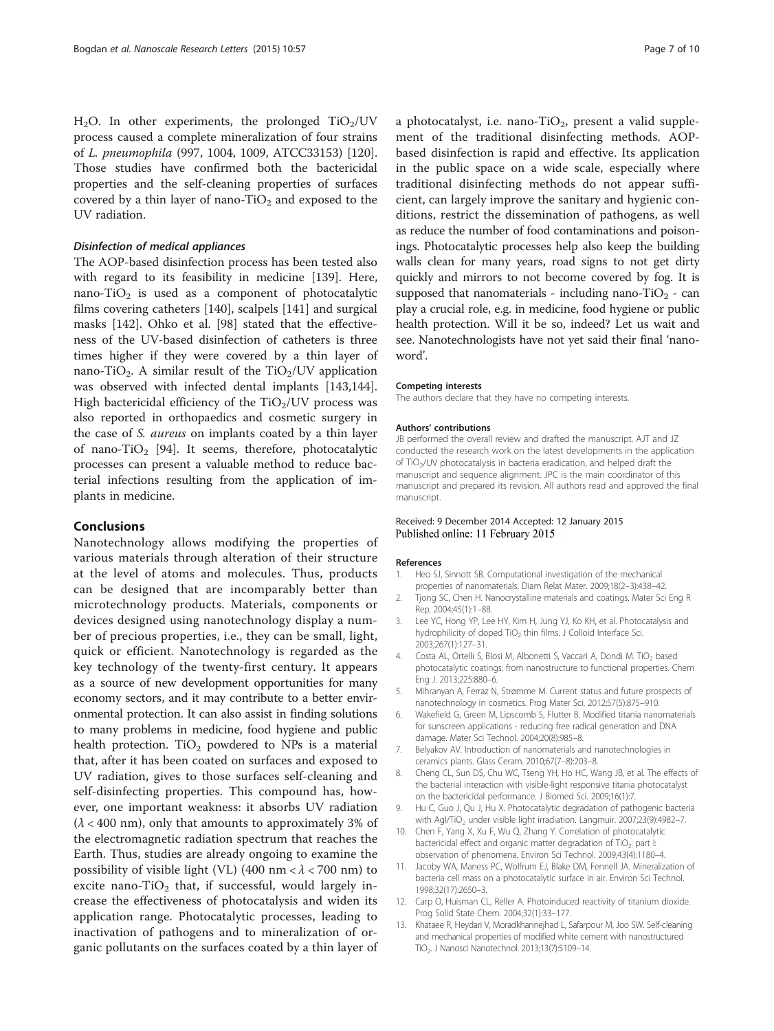$H_2O$. In other experiments, the prolonged $TiO_2$/UV process caused a complete mineralization of four strains of *L. pneumophila* (997, 1004, 1009, ATCC33153) [120]. Those studies have confirmed both the bactericidal properties and the self-cleaning properties of surfaces covered by a thin layer of nano-$TiO_2$ and exposed to the UV radiation.

### *Disinfection of medical appliances*

The AOP-based disinfection process has been tested also with regard to its feasibility in medicine [139]. Here, nano-$TiO_2$ is used as a component of photocatalytic films covering catheters [140], scalpels [141] and surgical masks [142]. Ohko et al. [98] stated that the effectiveness of the UV-based disinfection of catheters is three times higher if they were covered by a thin layer of nano-$TiO_2$. A similar result of the $TiO_2$/UV application was observed with infected dental implants [143,144]. High bactericidal efficiency of the $TiO_2$/UV process was also reported in orthopaedics and cosmetic surgery in the case of *S. aureus* on implants coated by a thin layer of nano-$TiO_2$ [94]. It seems, therefore, photocatalytic processes can present a valuable method to reduce bacterial infections resulting from the application of implants in medicine.

## Conclusions

Nanotechnology allows modifying the properties of various materials through alteration of their structure at the level of atoms and molecules. Thus, products can be designed that are incomparably better than microtechnology products. Materials, components or devices designed using nanotechnology display a number of precious properties, i.e., they can be small, light, quick or efficient. Nanotechnology is regarded as the key technology of the twenty-first century. It appears as a source of new development opportunities for many economy sectors, and it may contribute to a better environmental protection. It can also assist in finding solutions to many problems in medicine, food hygiene and public health protection. $TiO_2$ powdered to NPs is a material that, after it has been coated on surfaces and exposed to UV radiation, gives to those surfaces self-cleaning and self-disinfecting properties. This compound has, however, one important weakness: it absorbs UV radiation ($\lambda < 400$ nm), only that amounts to approximately 3% of the electromagnetic radiation spectrum that reaches the Earth. Thus, studies are already ongoing to examine the possibility of visible light (VL) (400 nm $< \lambda <$ 700 nm) to excite nano-$TiO_2$ that, if successful, would largely increase the effectiveness of photocatalysis and widen its application range. Photocatalytic processes, leading to inactivation of pathogens and to mineralization of organic pollutants on the surfaces coated by a thin layer of a photocatalyst, i.e. nano-$TiO_2$, present a valid supplement of the traditional disinfecting methods. AOP-based disinfection is rapid and effective. Its application in the public space on a wide scale, especially where traditional disinfecting methods do not appear sufficient, can largely improve the sanitary and hygienic conditions, restrict the dissemination of pathogens, as well as reduce the number of food contaminations and poisonings. Photocatalytic processes help also keep the building walls clean for many years, road signs to not get dirty quickly and mirrors to not become covered by fog. It is supposed that nanomaterials - including nano-$TiO_2$ - can play a crucial role, e.g. in medicine, food hygiene or public health protection. Will it be so, indeed? Let us wait and see. Nanotechnologists have not yet said their final 'nano-word'.

#### Competing interests

The authors declare that they have no competing interests.

#### Authors' contributions

JB performed the overall review and drafted the manuscript. AJT and JZ conducted the research work on the latest developments in the application of $TiO_2$/UV photocatalysis in bacteria eradication, and helped draft the manuscript and sequence alignment. JPC is the main coordinator of this manuscript and prepared its revision. All authors read and approved the final manuscript.

Received: 9 December 2014 Accepted: 12 January 2015
Published online: 11 February 2015

#### References

1. Heo SJ, Sinnott SB. Computational investigation of the mechanical properties of nanomaterials. Diam Relat Mater. 2009;18(2–3):438–42.
2. Tjong SC, Chen H. Nanocrystalline materials and coatings. Mater Sci Eng R Rep. 2004;45(1):1–88.
3. Lee YC, Hong YP, Lee HY, Kim H, Jung YJ, Ko KH, et al. Photocatalysis and hydrophilicity of doped $TiO_2$ thin films. J Colloid Interface Sci. 2003;267(1):127–31.
4. Costa AL, Ortelli S, Blosi M, Albonetti S, Vaccari A, Dondi M. $TiO_2$ based photocatalytic coatings: from nanostructure to functional properties. Chem Eng J. 2013;225:880–6.
5. Mihranyan A, Ferraz N, Strømme M. Current status and future prospects of nanotechnology in cosmetics. Prog Mater Sci. 2012;57(5):875–910.
6. Wakefield G, Green M, Lipscomb S, Flutter B. Modified titania nanomaterials for sunscreen applications - reducing free radical generation and DNA damage. Mater Sci Technol. 2004;20(8):985–8.
7. Belyakov AV. Introduction of nanomaterials and nanotechnologies in ceramics plants. Glass Ceram. 2010;67(7–8):203–8.
8. Cheng CL, Sun DS, Chu WC, Tseng YH, Ho HC, Wang JB, et al. The effects of the bacterial interaction with visible-light responsive titania photocatalyst on the bactericidal performance. J Biomed Sci. 2009;16(1):7.
9. Hu C, Guo J, Qu J, Hu X. Photocatalytic degradation of pathogenic bacteria with AgI/$TiO_2$ under visible light irradiation. Langmuir. 2007;23(9):4982–7.
10. Chen F, Yang X, Xu F, Wu Q, Zhang Y. Correlation of photocatalytic bactericidal effect and organic matter degradation of $TiO_2$. part I: observation of phenomena. Environ Sci Technol. 2009;43(4):1180–4.
11. Jacoby WA, Maness PC, Wolfrum EJ, Blake DM, Fennell JA. Mineralization of bacteria cell mass on a photocatalytic surface in air. Environ Sci Technol. 1998;32(17):2650–3.
12. Carp O, Huisman CL, Reller A. Photoinduced reactivity of titanium dioxide. Prog Solid State Chem. 2004;32(1):33–177.
13. Khataee R, Heydari V, Moradkhannejhad L, Safarpour M, Joo SW. Self-cleaning and mechanical properties of modified white cement with nanostructured $TiO_2$. J Nanosci Nanotechnol. 2013;13(7):5109–14.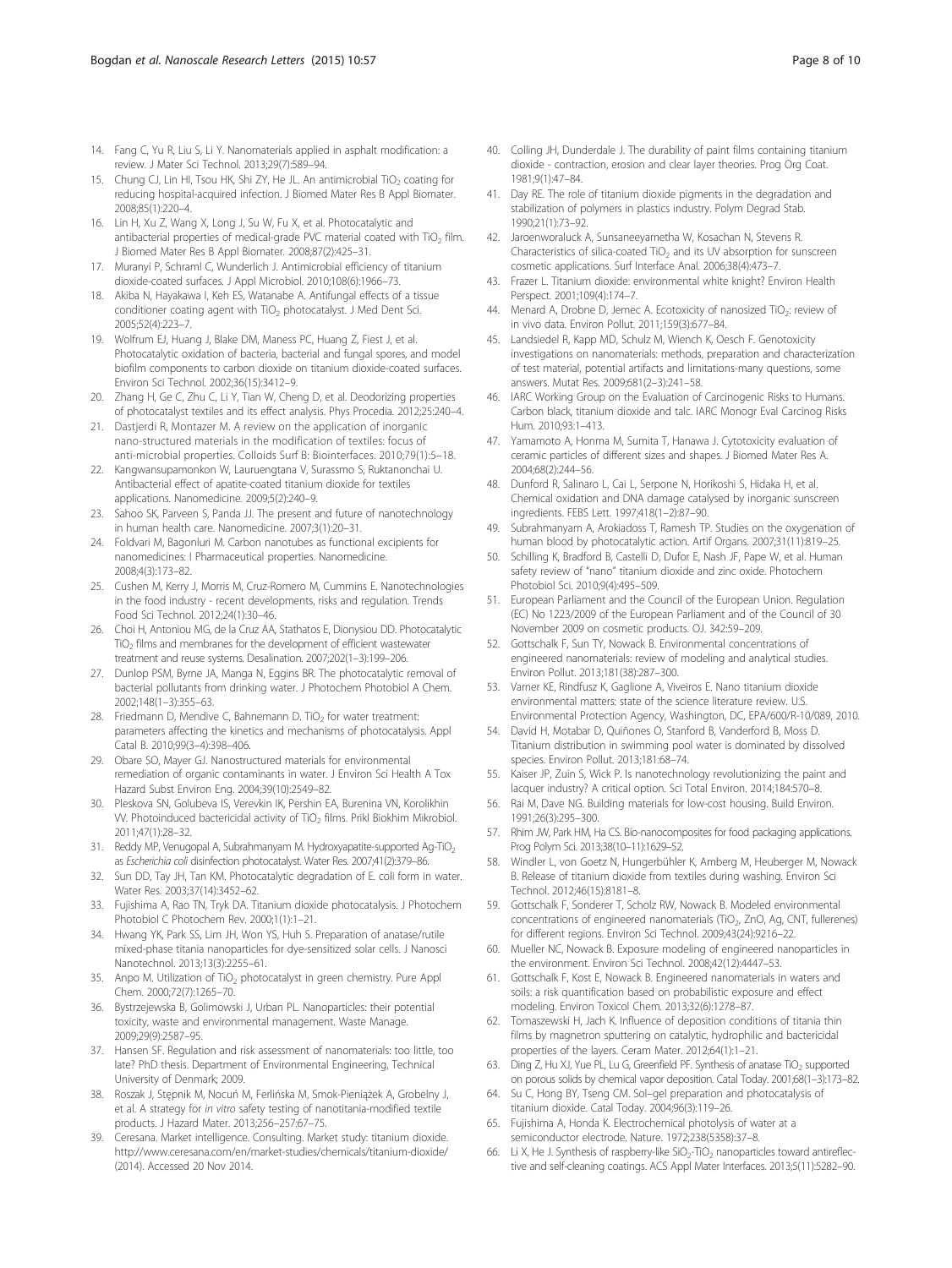14. Fang C, Yu R, Liu S, Li Y. Nanomaterials applied in asphalt modification: a review. J Mater Sci Technol. 2013;29(7):589–94.
15. Chung CJ, Lin HI, Tsou HK, Shi ZY, He JL. An antimicrobial $TiO_2$ coating for reducing hospital-acquired infection. J Biomed Mater Res B Appl Biomater. 2008;85(1):220–4.
16. Lin H, Xu Z, Wang X, Long J, Su W, Fu X, et al. Photocatalytic and antibacterial properties of medical-grade PVC material coated with $TiO_2$ film. J Biomed Mater Res B Appl Biomater. 2008;87(2):425–31.
17. Muranyi P, Schraml C, Wunderlich J. Antimicrobial efficiency of titanium dioxide-coated surfaces. J Appl Microbiol. 2010;108(6):1966–73.
18. Akiba N, Hayakawa I, Keh ES, Watanabe A. Antifungal effects of a tissue conditioner coating agent with $TiO_2$ photocatalyst. J Med Dent Sci. 2005;52(4):223–7.
19. Wolfrum EJ, Huang J, Blake DM, Maness PC, Huang Z, Fiest J, et al. Photocatalytic oxidation of bacteria, bacterial and fungal spores, and model biofilm components to carbon dioxide on titanium dioxide-coated surfaces. Environ Sci Technol. 2002;36(15):3412–9.
20. Zhang H, Ge C, Zhu C, Li Y, Tian W, Cheng D, et al. Deodorizing properties of photocatalyst textiles and its effect analysis. Phys Procedia. 2012;25:240–4.
21. Dastjerdi R, Montazer M. A review on the application of inorganic nano-structured materials in the modification of textiles: focus of anti-microbial properties. Colloids Surf B: Biointerfaces. 2010;79(1):5–18.
22. Kangwansupamonkon W, Lauruengtana V, Surassmo S, Ruktanonchai U. Antibacterial effect of apatite-coated titanium dioxide for textiles applications. Nanomedicine. 2009;5(2):240–9.
23. Sahoo SK, Parveen S, Panda JJ. The present and future of nanotechnology in human health care. Nanomedicine. 2007;3(1):20–31.
24. Foldvari M, Bagonluri M. Carbon nanotubes as functional excipients for nanomedicines: I Pharmaceutical properties. Nanomedicine. 2008;4(3):173–82.
25. Cushen M, Kerry J, Morris M, Cruz-Romero M, Cummins E. Nanotechnologies in the food industry - recent developments, risks and regulation. Trends Food Sci Technol. 2012;24(1):30–46.
26. Choi H, Antoniou MG, de la Cruz AA, Stathatos E, Dionysiou DD. Photocatalytic $TiO_2$ films and membranes for the development of efficient wastewater treatment and reuse systems. Desalination. 2007;202(1–3):199–206.
27. Dunlop PSM, Byrne JA, Manga N, Eggins BR. The photocatalytic removal of bacterial pollutants from drinking water. J Photochem Photobiol A Chem. 2002;148(1–3):355–63.
28. Friedmann D, Mendive C, Bahnemann D. $TiO_2$ for water treatment: parameters affecting the kinetics and mechanisms of photocatalysis. Appl Catal B. 2010;99(3–4):398–406.
29. Obare SO, Mayer GJ. Nanostructured materials for environmental remediation of organic contaminants in water. J Environ Sci Health A Tox Hazard Subst Environ Eng. 2004;39(10):2549–82.
30. Pleskova SN, Golubeva IS, Verevkin IK, Pershin EA, Burenina VN, Korolikhin VV. Photoinduced bactericidal activity of $TiO_2$ films. Prikl Biokhim Mikrobiol. 2011;47(1):28–32.
31. Reddy MP, Venugopal A, Subrahmanyam M. Hydroxyapatite-supported Ag-$TiO_2$ as *Escherichia coli* disinfection photocatalyst. Water Res. 2007;41(2):379–86.
32. Sun DD, Tay JH, Tan KM. Photocatalytic degradation of E. coli form in water. Water Res. 2003;37(14):3452–62.
33. Fujishima A, Rao TN, Tryk DA. Titanium dioxide photocatalysis. J Photochem Photobiol C Photochem Rev. 2000;1(1):1–21.
34. Hwang YK, Park SS, Lim JH, Won YS, Huh S. Preparation of anatase/rutile mixed-phase titania nanoparticles for dye-sensitized solar cells. J Nanosci Nanotechnol. 2013;13(3):2255–61.
35. Anpo M. Utilization of $TiO_2$ photocatalyst in green chemistry. Pure Appl Chem. 2000;72(7):1265–70.
36. Bystrzejewska B, Golimowski J, Urban PL. Nanoparticles: their potential toxicity, waste and environmental management. Waste Manage. 2009;29(9):2587–95.
37. Hansen SF. Regulation and risk assessment of nanomaterials: too little, too late? PhD thesis. Department of Environmental Engineering, Technical University of Denmark; 2009.
38. Roszak J, Stępnik M, Nocuń M, Ferlińska M, Smok-Pieniążek A, Grobelny J, et al. A strategy for *in vitro* safety testing of nanotitania-modified textile products. J Hazard Mater. 2013;256–257:67–75.
39. Ceresana. Market intelligence. Consulting. Market study: titanium dioxide. http://www.ceresana.com/en/market-studies/chemicals/titanium-dioxide/ (2014). Accessed 20 Nov 2014.
40. Colling JH, Dunderdale J. The durability of paint films containing titanium dioxide - contraction, erosion and clear layer theories. Prog Org Coat. 1981;9(1):47–84.
41. Day RE. The role of titanium dioxide pigments in the degradation and stabilization of polymers in plastics industry. Polym Degrad Stab. 1990;21(1):73–92.
42. Jaroenworaluck A, Sunsaneeyametha W, Kosachan N, Stevens R. Characteristics of silica-coated $TiO_2$ and its UV absorption for sunscreen cosmetic applications. Surf Interface Anal. 2006;38(4):473–7.
43. Frazer L. Titanium dioxide: environmental white knight? Environ Health Perspect. 2001;109(4):174–7.
44. Menard A, Drobne D, Jemec A. Ecotoxicity of nanosized $TiO_2$: review of in vivo data. Environ Pollut. 2011;159(3):677–84.
45. Landsiedel R, Kapp MD, Schulz M, Wiench K, Oesch F. Genotoxicity investigations on nanomaterials: methods, preparation and characterization of test material, potential artifacts and limitations-many questions, some answers. Mutat Res. 2009;681(2–3):241–58.
46. IARC Working Group on the Evaluation of Carcinogenic Risks to Humans. Carbon black, titanium dioxide and talc. IARC Monogr Eval Carcinog Risks Hum. 2010;93:1–413.
47. Yamamoto A, Honma M, Sumita T, Hanawa J. Cytotoxicity evaluation of ceramic particles of different sizes and shapes. J Biomed Mater Res A. 2004;68(2):244–56.
48. Dunford R, Salinaro L, Cai L, Serpone N, Horikoshi S, Hidaka H, et al. Chemical oxidation and DNA damage catalysed by inorganic sunscreen ingredients. FEBS Lett. 1997;418(1–2):87–90.
49. Subrahmanyam A, Arokiadoss T, Ramesh TP. Studies on the oxygenation of human blood by photocatalytic action. Artif Organs. 2007;31(11):819–25.
50. Schilling K, Bradford B, Castelli D, Dufor E, Nash JF, Pape W, et al. Human safety review of "nano" titanium dioxide and zinc oxide. Photochem Photobiol Sci. 2010;9(4):495–509.
51. European Parliament and the Council of the European Union. Regulation (EC) No 1223/2009 of the European Parliament and of the Council of 30 November 2009 on cosmetic products. OJ. 342:59–209.
52. Gottschalk F, Sun TY, Nowack B. Environmental concentrations of engineered nanomaterials: review of modeling and analytical studies. Environ Pollut. 2013;181(38):287–300.
53. Varner KE, Rindfusz K, Gaglione A, Viveiros E. Nano titanium dioxide environmental matters: state of the science literature review. U.S. Environmental Protection Agency, Washington, DC, EPA/600/R-10/089, 2010.
54. David H, Motabar D, Quiñones O, Stanford B, Vanderford B, Moss D. Titanium distribution in swimming pool water is dominated by dissolved species. Environ Pollut. 2013;181:68–74.
55. Kaiser JP, Zuin S, Wick P. Is nanotechnology revolutionizing the paint and lacquer industry? A critical option. Sci Total Environ. 2014;184:570–8.
56. Rai M, Dave NG. Building materials for low-cost housing. Build Environ. 1991;26(3):295–300.
57. Rhim JW, Park HM, Ha CS. Bio-nanocomposites for food packaging applications. Prog Polym Sci. 2013;38(10–11):1629–52.
58. Windler L, von Goetz N, Hungerbühler K, Amberg M, Heuberger M, Nowack B. Release of titanium dioxide from textiles during washing. Environ Sci Technol. 2012;46(15):8181–8.
59. Gottschalk F, Sonderer T, Scholz RW, Nowack B. Modeled environmental concentrations of engineered nanomaterials ($TiO_2$, ZnO, Ag, CNT, fullerenes) for different regions. Environ Sci Technol. 2009;43(24):9216–22.
60. Mueller NC, Nowack B. Exposure modeling of engineered nanoparticles in the environment. Environ Sci Technol. 2008;42(12):4447–53.
61. Gottschalk F, Kost E, Nowack B. Engineered nanomaterials in waters and soils: a risk quantification based on probabilistic exposure and effect modeling. Environ Toxicol Chem. 2013;32(6):1278–87.
62. Tomaszewski H, Jach K. Influence of deposition conditions of titania thin films by magnetron sputtering on catalytic, hydrophilic and bactericidal properties of the layers. Ceram Mater. 2012;64(1):1–21.
63. Ding Z, Hu XJ, Yue PL, Lu G, Greenfield PF. Synthesis of anatase $TiO_2$ supported on porous solids by chemical vapor deposition. Catal Today. 2001;68(1–3):173–82.
64. Su C, Hong BY, Tseng CM. Sol–gel preparation and photocatalysis of titanium dioxide. Catal Today. 2004;96(3):119–26.
65. Fujishima A, Honda K. Electrochemical photolysis of water at a semiconductor electrode. Nature. 1972;238(5358):37–8.
66. Li X, He J. Synthesis of raspberry-like $SiO_2$-$TiO_2$ nanoparticles toward antireflective and self-cleaning coatings. ACS Appl Mater Interfaces. 2013;5(11):5282–90.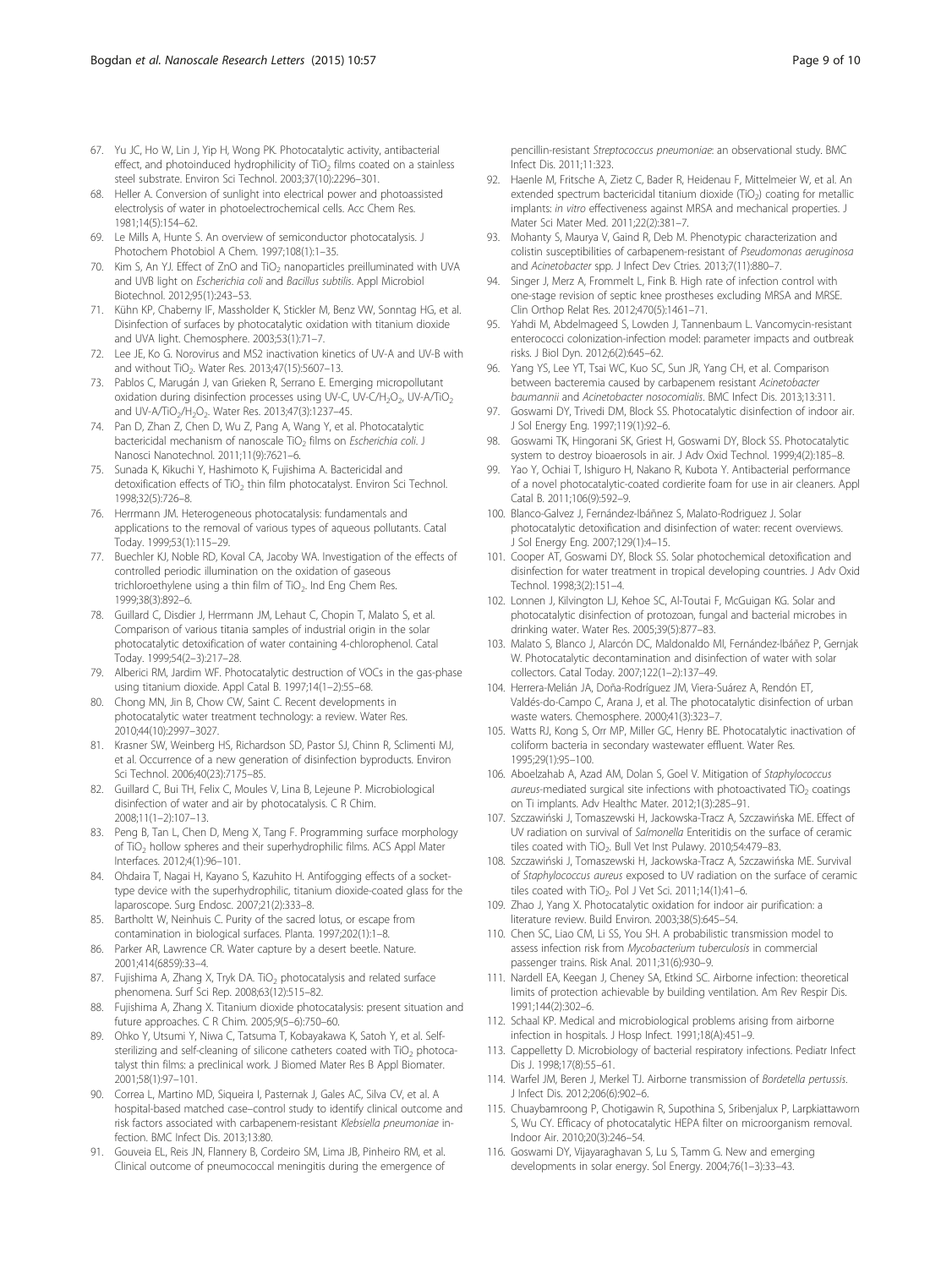67. Yu JC, Ho W, Lin J, Yip H, Wong PK. Photocatalytic activity, antibacterial effect, and photoinduced hydrophilicity of $TiO_2$ films coated on a stainless steel substrate. Environ Sci Technol. 2003;37(10):2296–301.
68. Heller A. Conversion of sunlight into electrical power and photoassisted electrolysis of water in photoelectrochemical cells. Acc Chem Res. 1981;14(5):154–62.
69. Le Mills A, Hunte S. An overview of semiconductor photocatalysis. J Photochem Photobiol A Chem. 1997;108(1):1–35.
70. Kim S, An YJ. Effect of ZnO and $TiO_2$ nanoparticles preilluminated with UVA and UVB light on *Escherichia coli* and *Bacillus subtilis*. Appl Microbiol Biotechnol. 2012;95(1):243–53.
71. Kühn KP, Chaberny IF, Massholder K, Stickler M, Benz VW, Sonntag HG, et al. Disinfection of surfaces by photocatalytic oxidation with titanium dioxide and UVA light. Chemosphere. 2003;53(1):71–7.
72. Lee JE, Ko G. Norovirus and MS2 inactivation kinetics of UV-A and UV-B with and without $TiO_2$. Water Res. 2013;47(15):5607–13.
73. Pablos C, Marugán J, van Grieken R, Serrano E. Emerging micropollutant oxidation during disinfection processes using UV-C, UV-C/$H_2O_2$, UV-A/$TiO_2$ and UV-A/$TiO_2$/$H_2O_2$. Water Res. 2013;47(3):1237–45.
74. Pan D, Zhan Z, Chen D, Wu Z, Pang A, Wang Y, et al. Photocatalytic bactericidal mechanism of nanoscale $TiO_2$ films on *Escherichia coli*. J Nanosci Nanotechnol. 2011;11(9):7621–6.
75. Sunada K, Kikuchi Y, Hashimoto K, Fujishima A. Bactericidal and detoxification effects of $TiO_2$ thin film photocatalyst. Environ Sci Technol. 1998;32(5):726–8.
76. Herrmann JM. Heterogeneous photocatalysis: fundamentals and applications to the removal of various types of aqueous pollutants. Catal Today. 1999;53(1):115–29.
77. Buechler KJ, Noble RD, Koval CA, Jacoby WA. Investigation of the effects of controlled periodic illumination on the oxidation of gaseous trichloroethylene using a thin film of $TiO_2$. Ind Eng Chem Res. 1999;38(3):892–6.
78. Guillard C, Disdier J, Herrmann JM, Lehaut C, Chopin T, Malato S, et al. Comparison of various titania samples of industrial origin in the solar photocatalytic detoxification of water containing 4-chlorophenol. Catal Today. 1999;54(2–3):217–28.
79. Alberici RM, Jardim WF. Photocatalytic destruction of VOCs in the gas-phase using titanium dioxide. Appl Catal B. 1997;14(1–2):55–68.
80. Chong MN, Jin B, Chow CW, Saint C. Recent developments in photocatalytic water treatment technology: a review. Water Res. 2010;44(10):2997–3027.
81. Krasner SW, Weinberg HS, Richardson SD, Pastor SJ, Chinn R, Sclimenti MJ, et al. Occurrence of a new generation of disinfection byproducts. Environ Sci Technol. 2006;40(23):7175–85.
82. Guillard C, Bui TH, Felix C, Moules V, Lina B, Lejeune P. Microbiological disinfection of water and air by photocatalysis. C R Chim. 2008;11(1–2):107–13.
83. Peng B, Tan L, Chen D, Meng X, Tang F. Programming surface morphology of $TiO_2$ hollow spheres and their superhydrophilic films. ACS Appl Mater Interfaces. 2012;4(1):96–101.
84. Ohdaira T, Nagai H, Kayano S, Kazuhito H. Antifogging effects of a socket-type device with the superhydrophilic, titanium dioxide-coated glass for the laparoscope. Surg Endosc. 2007;21(2):333–8.
85. Bartholtt W, Neinhuis C. Purity of the sacred lotus, or escape from contamination in biological surfaces. Planta. 1997;202(1):1–8.
86. Parker AR, Lawrence CR. Water capture by a desert beetle. Nature. 2001;414(6859):33–4.
87. Fujishima A, Zhang X, Tryk DA. $TiO_2$ photocatalysis and related surface phenomena. Surf Sci Rep. 2008;63(12):515–82.
88. Fujishima A, Zhang X. Titanium dioxide photocatalysis: present situation and future approaches. C R Chim. 2005;9(5–6):750–60.
89. Ohko Y, Utsumi Y, Niwa C, Tatsuma T, Kobayakawa K, Satoh Y, et al. Self-sterilizing and self-cleaning of silicone catheters coated with $TiO_2$ photocatalyst thin films: a preclinical work. J Biomed Mater Res B Appl Biomater. 2001;58(1):97–101.
90. Correa L, Martino MD, Siqueira I, Pasternak J, Gales AC, Silva CV, et al. A hospital-based matched case–control study to identify clinical outcome and risk factors associated with carbapenem-resistant *Klebsiella pneumoniae* infection. BMC Infect Dis. 2013;13:80.
91. Gouveia EL, Reis JN, Flannery B, Cordeiro SM, Lima JB, Pinheiro RM, et al. Clinical outcome of pneumococcal meningitis during the emergence of pencillin-resistant *Streptococcus pneumoniae*: an observational study. BMC Infect Dis. 2011;11:323.
92. Haenle M, Fritsche A, Zietz C, Bader R, Heidenau F, Mittelmeier W, et al. An extended spectrum bactericidal titanium dioxide ($TiO_2$) coating for metallic implants: *in vitro* effectiveness against MRSA and mechanical properties. J Mater Sci Mater Med. 2011;22(2):381–7.
93. Mohanty S, Maurya V, Gaind R, Deb M. Phenotypic characterization and colistin susceptibilities of carbapenem-resistant of *Pseudomonas aeruginosa* and *Acinetobacter* spp. J Infect Dev Ctries. 2013;7(11):880–7.
94. Singer J, Merz A, Frommelt L, Fink B. High rate of infection control with one-stage revision of septic knee prostheses excluding MRSA and MRSE. Clin Orthop Relat Res. 2012;470(5):1461–71.
95. Yahdi M, Abdelmageed S, Lowden J, Tannenbaum L. Vancomycin-resistant enterococci colonization-infection model: parameter impacts and outbreak risks. J Biol Dyn. 2012;6(2):645–62.
96. Yang YS, Lee YT, Tsai WC, Kuo SC, Sun JR, Yang CH, et al. Comparison between bacteremia caused by carbapenem resistant *Acinetobacter baumannii* and *Acinetobacter nosocomialis*. BMC Infect Dis. 2013;13:311.
97. Goswami DY, Trivedi DM, Block SS. Photocatalytic disinfection of indoor air. J Sol Energy Eng. 1997;119(1):92–6.
98. Goswami TK, Hingorani SK, Griest H, Goswami DY, Block SS. Photocatalytic system to destroy bioaerosols in air. J Adv Oxid Technol. 1999;4(2):185–8.
99. Yao Y, Ochiai T, Ishiguro H, Nakano R, Kubota Y. Antibacterial performance of a novel photocatalytic-coated cordierite foam for use in air cleaners. Appl Catal B. 2011;106(9):592–9.
100. Blanco-Galvez J, Fernández-Ibáñnez S, Malato-Rodriguez J. Solar photocatalytic detoxification and disinfection of water: recent overviews. J Sol Energy Eng. 2007;129(1):4–15.
101. Cooper AT, Goswami DY, Block SS. Solar photochemical detoxification and disinfection for water treatment in tropical developing countries. J Adv Oxid Technol. 1998;3(2):151–4.
102. Lonnen J, Kilvington LJ, Kehoe SC, Al-Toutai F, McGuigan KG. Solar and photocatalytic disinfection of protozoan, fungal and bacterial microbes in drinking water. Water Res. 2005;39(5):877–83.
103. Malato S, Blanco J, Alarcón DC, Maldonaldo MI, Fernández-Ibáñez P, Gernjak W. Photocatalytic decontamination and disinfection of water with solar collectors. Catal Today. 2007;122(1–2):137–49.
104. Herrera-Melián JA, Doña-Rodríguez JM, Viera-Suárez A, Rendón ET, Valdés-do-Campo C, Arana J, et al. The photocatalytic disinfection of urban waste waters. Chemosphere. 2000;41(3):323–7.
105. Watts RJ, Kong S, Orr MP, Miller GC, Henry BE. Photocatalytic inactivation of coliform bacteria in secondary wastewater effluent. Water Res. 1995;29(1):95–100.
106. Aboelzahab A, Azad AM, Dolan S, Goel V. Mitigation of *Staphylococcus aureus*-mediated surgical site infections with photoactivated $TiO_2$ coatings on Ti implants. Adv Healthc Mater. 2012;1(3):285–91.
107. Szczawiński J, Tomaszewski H, Jackowska-Tracz A, Szczawińska ME. Effect of UV radiation on survival of *Salmonella* Enteritidis on the surface of ceramic tiles coated with $TiO_2$. Bull Vet Inst Pulawy. 2010;54:479–83.
108. Szczawiński J, Tomaszewski H, Jackowska-Tracz A, Szczawińska ME. Survival of *Staphylococcus aureus* exposed to UV radiation on the surface of ceramic tiles coated with $TiO_2$. Pol J Vet Sci. 2011;14(1):41–6.
109. Zhao J, Yang X. Photocatalytic oxidation for indoor air purification: a literature review. Build Environ. 2003;38(5):645–54.
110. Chen SC, Liao CM, Li SS, You SH. A probabilistic transmission model to assess infection risk from *Mycobacterium tuberculosis* in commercial passenger trains. Risk Anal. 2011;31(6):930–9.
111. Nardell EA, Keegan J, Cheney SA, Etkind SC. Airborne infection: theoretical limits of protection achievable by building ventilation. Am Rev Respir Dis. 1991;144(2):302–6.
112. Schaal KP. Medical and microbiological problems arising from airborne infection in hospitals. J Hosp Infect. 1991;18(A):451–9.
113. Cappelletty D. Microbiology of bacterial respiratory infections. Pediatr Infect Dis J. 1998;17(8):55–61.
114. Warfel JM, Beren J, Merkel TJ. Airborne transmission of *Bordetella pertussis*. J Infect Dis. 2012;206(6):902–6.
115. Chuaybamroong P, Chotigawin R, Supothina S, Sribenjalux P, Larpkiattaworn S, Wu CY. Efficacy of photocatalytic HEPA filter on microorganism removal. Indoor Air. 2010;20(3):246–54.
116. Goswami DY, Vijayaraghavan S, Lu S, Tamm G. New and emerging developments in solar energy. Sol Energy. 2004;76(1–3):33–43.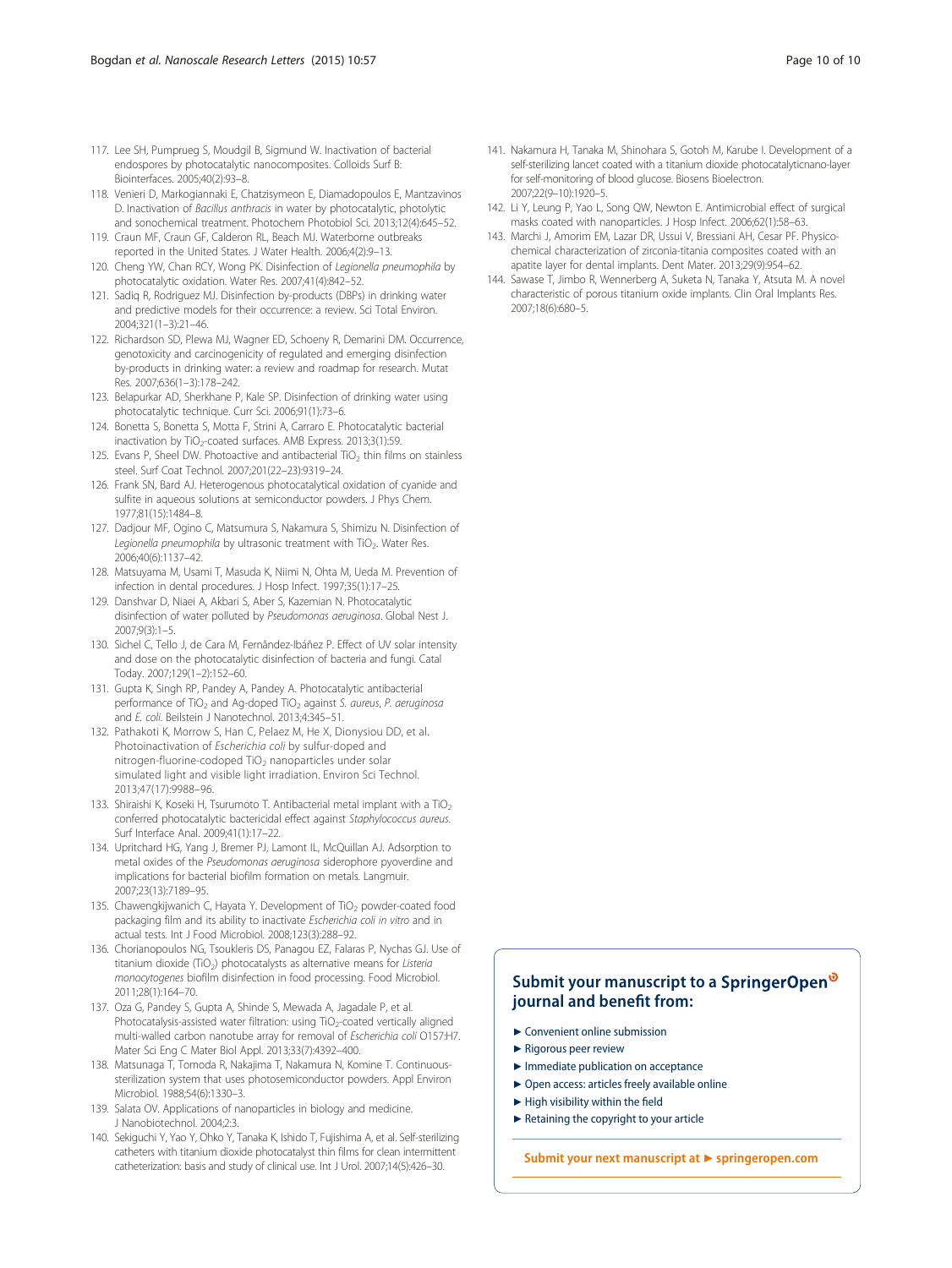117. Lee SH, Pumprueg S, Moudgil B, Sigmund W. Inactivation of bacterial endospores by photocatalytic nanocomposites. Colloids Surf B: Biointerfaces. 2005;40(2):93–8.
118. Venieri D, Markogiannaki E, Chatzisymeon E, Diamadopoulos E, Mantzavinos D. Inactivation of *Bacillus anthracis* in water by photocatalytic, photolytic and sonochemical treatment. Photochem Photobiol Sci. 2013;12(4):645–52.
119. Craun MF, Craun GF, Calderon RL, Beach MJ. Waterborne outbreaks reported in the United States. J Water Health. 2006;4(2):9–13.
120. Cheng YW, Chan RCY, Wong PK. Disinfection of *Legionella pneumophila* by photocatalytic oxidation. Water Res. 2007;41(4):842–52.
121. Sadiq R, Rodriguez MJ. Disinfection by-products (DBPs) in drinking water and predictive models for their occurrence: a review. Sci Total Environ. 2004;321(1–3):21–46.
122. Richardson SD, Plewa MJ, Wagner ED, Schoeny R, Demarini DM. Occurrence, genotoxicity and carcinogenicity of regulated and emerging disinfection by-products in drinking water: a review and roadmap for research. Mutat Res. 2007;636(1–3):178–242.
123. Belapurkar AD, Sherkhane P, Kale SP. Disinfection of drinking water using photocatalytic technique. Curr Sci. 2006;91(1):73–6.
124. Bonetta S, Bonetta S, Motta F, Strini A, Carraro E. Photocatalytic bacterial inactivation by $TiO_2$-coated surfaces. AMB Express. 2013;3(1):59.
125. Evans P, Sheel DW. Photoactive and antibacterial $TiO_2$ thin films on stainless steel. Surf Coat Technol. 2007;201(22–23):9319–24.
126. Frank SN, Bard AJ. Heterogenous photocatalytical oxidation of cyanide and sulfite in aqueous solutions at semiconductor powders. J Phys Chem. 1977;81(15):1484–8.
127. Dadjour MF, Ogino C, Matsumura S, Nakamura S, Shimizu N. Disinfection of *Legionella pneumophila* by ultrasonic treatment with $TiO_2$. Water Res. 2006;40(6):1137–42.
128. Matsuyama M, Usami T, Masuda K, Niimi N, Ohta M, Ueda M. Prevention of infection in dental procedures. J Hosp Infect. 1997;35(1):17–25.
129. Danshvar D, Niaei A, Akbari S, Aber S, Kazemian N. Photocatalytic disinfection of water polluted by *Pseudomonas aeruginosa*. Global Nest J. 2007;9(3):1–5.
130. Sichel C, Tello J, de Cara M, Fernândez-Ibáñez P. Effect of UV solar intensity and dose on the photocatalytic disinfection of bacteria and fungi. Catal Today. 2007;129(1–2):152–60.
131. Gupta K, Singh RP, Pandey A, Pandey A. Photocatalytic antibacterial performance of $TiO_2$ and Ag-doped $TiO_2$ against *S. aureus*, *P. aeruginosa* and *E. coli*. Beilstein J Nanotechnol. 2013;4:345–51.
132. Pathakoti K, Morrow S, Han C, Pelaez M, He X, Dionysiou DD, et al. Photoinactivation of *Escherichia coli* by sulfur-doped and nitrogen-fluorine-codoped $TiO_2$ nanoparticles under solar simulated light and visible light irradiation. Environ Sci Technol. 2013;47(17):9988–96.
133. Shiraishi K, Koseki H, Tsurumoto T. Antibacterial metal implant with a $TiO_2$ conferred photocatalytic bactericidal effect against *Staphylococcus aureus*. Surf Interface Anal. 2009;41(1):17–22.
134. Upritchard HG, Yang J, Bremer PJ, Lamont IL, McQuillan AJ. Adsorption to metal oxides of the *Pseudomonas aeruginosa* siderophore pyoverdine and implications for bacterial biofilm formation on metals. Langmuir. 2007;23(13):7189–95.
135. Chawengkijwanich C, Hayata Y. Development of $TiO_2$ powder-coated food packaging film and its ability to inactivate *Escherichia coli in vitro* and in actual tests. Int J Food Microbiol. 2008;123(3):288–92.
136. Chorianopoulos NG, Tsoukleris DS, Panagou EZ, Falaras P, Nychas GJ. Use of titanium dioxide ($TiO_2$) photocatalysts as alternative means for *Listeria monocytogenes* biofilm disinfection in food processing. Food Microbiol. 2011;28(1):164–70.
137. Oza G, Pandey S, Gupta A, Shinde S, Mewada A, Jagadale P, et al. Photocatalysis-assisted water filtration: using $TiO_2$-coated vertically aligned multi-walled carbon nanotube array for removal of *Escherichia coli* O157:H7. Mater Sci Eng C Mater Biol Appl. 2013;33(7):4392–400.
138. Matsunaga T, Tomoda R, Nakajima T, Nakamura N, Komine T. Continuous-sterilization system that uses photosemiconductor powders. Appl Environ Microbiol. 1988;54(6):1330–3.
139. Salata OV. Applications of nanoparticles in biology and medicine. J Nanobiotechnol. 2004;2:3.
140. Sekiguchi Y, Yao Y, Ohko Y, Tanaka K, Ishido T, Fujishima A, et al. Self-sterilizing catheters with titanium dioxide photocatalyst thin films for clean intermittent catheterization: basis and study of clinical use. Int J Urol. 2007;14(5):426–30.
141. Nakamura H, Tanaka M, Shinohara S, Gotoh M, Karube I. Development of a self-sterilizing lancet coated with a titanium dioxide photocatalyticnano-layer for self-monitoring of blood glucose. Biosens Bioelectron. 2007;22(9–10):1920–5.
142. Li Y, Leung P, Yao L, Song QW, Newton E. Antimicrobial effect of surgical masks coated with nanoparticles. J Hosp Infect. 2006;62(1):58–63.
143. Marchi J, Amorim EM, Lazar DR, Ussui V, Bressiani AH, Cesar PF. Physico-chemical characterization of zirconia-titania composites coated with an apatite layer for dental implants. Dent Mater. 2013;29(9):954–62.
144. Sawase T, Jimbo R, Wennerberg A, Suketa N, Tanaka Y, Atsuta M. A novel characteristic of porous titanium oxide implants. Clin Oral Implants Res. 2007;18(6):680–5.

**Submit your manuscript to a SpringerOpen journal and benefit from:**

- ► Convenient online submission
- ► Rigorous peer review
- ► Immediate publication on acceptance
- ► Open access: articles freely available online
- ► High visibility within the field
- ► Retaining the copyright to your article

**Submit your next manuscript at ► springeropen.com**